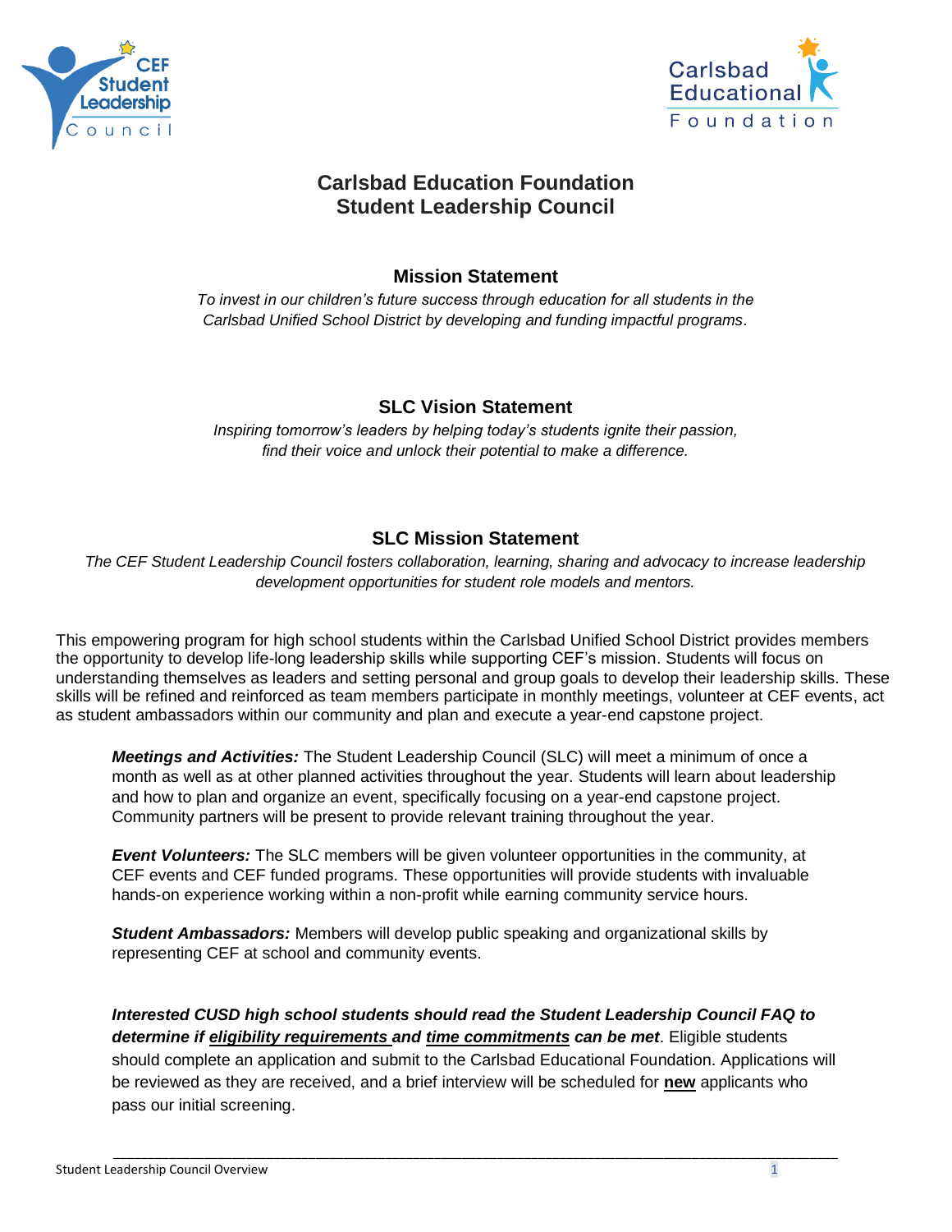# Carlsbad Education Foundation
# Student Leadership Council

## Mission Statement

*To invest in our children's future success through education for all students in the Carlsbad Unified School District by developing and funding impactful programs.*

## SLC Vision Statement

*Inspiring tomorrow's leaders by helping today's students ignite their passion, find their voice and unlock their potential to make a difference.*

## SLC Mission Statement

*The CEF Student Leadership Council fosters collaboration, learning, sharing and advocacy to increase leadership development opportunities for student role models and mentors.*

This empowering program for high school students within the Carlsbad Unified School District provides members the opportunity to develop life-long leadership skills while supporting CEF's mission. Students will focus on understanding themselves as leaders and setting personal and group goals to develop their leadership skills. These skills will be refined and reinforced as team members participate in monthly meetings, volunteer at CEF events, act as student ambassadors within our community and plan and execute a year-end capstone project.

***Meetings and Activities:*** The Student Leadership Council (SLC) will meet a minimum of once a month as well as at other planned activities throughout the year. Students will learn about leadership and how to plan and organize an event, specifically focusing on a year-end capstone project. Community partners will be present to provide relevant training throughout the year.

***Event Volunteers:*** The SLC members will be given volunteer opportunities in the community, at CEF events and CEF funded programs. These opportunities will provide students with invaluable hands-on experience working within a non-profit while earning community service hours.

***Student Ambassadors:*** Members will develop public speaking and organizational skills by representing CEF at school and community events.

***Interested CUSD high school students should read the Student Leadership Council FAQ to determine if <u>eligibility requirements</u> and <u>time commitments</u> can be met***. Eligible students should complete an application and submit to the Carlsbad Educational Foundation. Applications will be reviewed as they are received, and a brief interview will be scheduled for **<u>new</u>** applicants who pass our initial screening.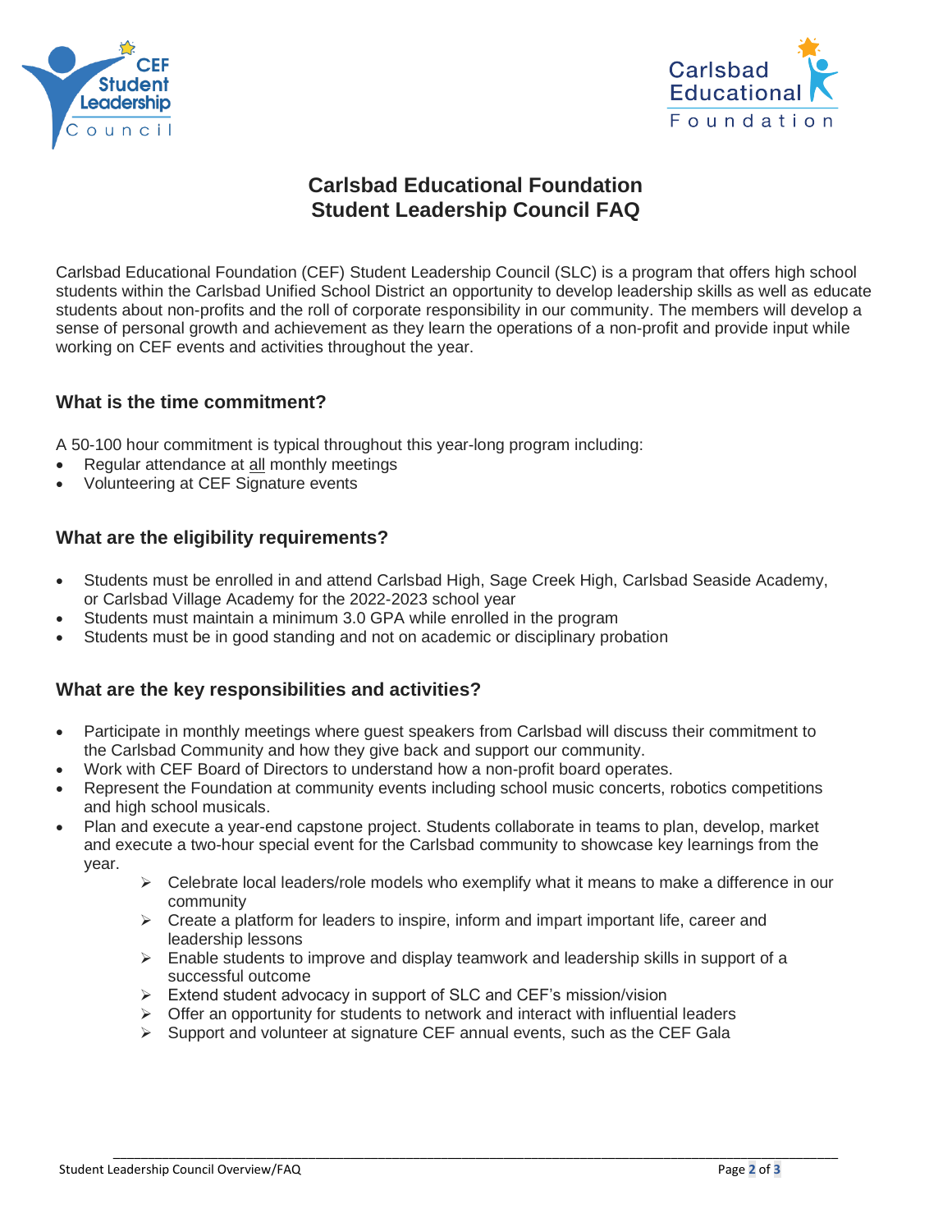# Carlsbad Educational Foundation
# Student Leadership Council FAQ

Carlsbad Educational Foundation (CEF) Student Leadership Council (SLC) is a program that offers high school students within the Carlsbad Unified School District an opportunity to develop leadership skills as well as educate students about non-profits and the roll of corporate responsibility in our community. The members will develop a sense of personal growth and achievement as they learn the operations of a non-profit and provide input while working on CEF events and activities throughout the year.

### What is the time commitment?

A 50-100 hour commitment is typical throughout this year-long program including:

- Regular attendance at <u>all</u> monthly meetings
- Volunteering at CEF Signature events

### What are the eligibility requirements?

- Students must be enrolled in and attend Carlsbad High, Sage Creek High, Carlsbad Seaside Academy, or Carlsbad Village Academy for the 2022-2023 school year
- Students must maintain a minimum 3.0 GPA while enrolled in the program
- Students must be in good standing and not on academic or disciplinary probation

### What are the key responsibilities and activities?

- Participate in monthly meetings where guest speakers from Carlsbad will discuss their commitment to the Carlsbad Community and how they give back and support our community.
- Work with CEF Board of Directors to understand how a non-profit board operates.
- Represent the Foundation at community events including school music concerts, robotics competitions and high school musicals.
- Plan and execute a year-end capstone project. Students collaborate in teams to plan, develop, market and execute a two-hour special event for the Carlsbad community to showcase key learnings from the year.
  - Celebrate local leaders/role models who exemplify what it means to make a difference in our community
  - Create a platform for leaders to inspire, inform and impart important life, career and leadership lessons
  - Enable students to improve and display teamwork and leadership skills in support of a successful outcome
  - Extend student advocacy in support of SLC and CEF's mission/vision
  - Offer an opportunity for students to network and interact with influential leaders
  - Support and volunteer at signature CEF annual events, such as the CEF Gala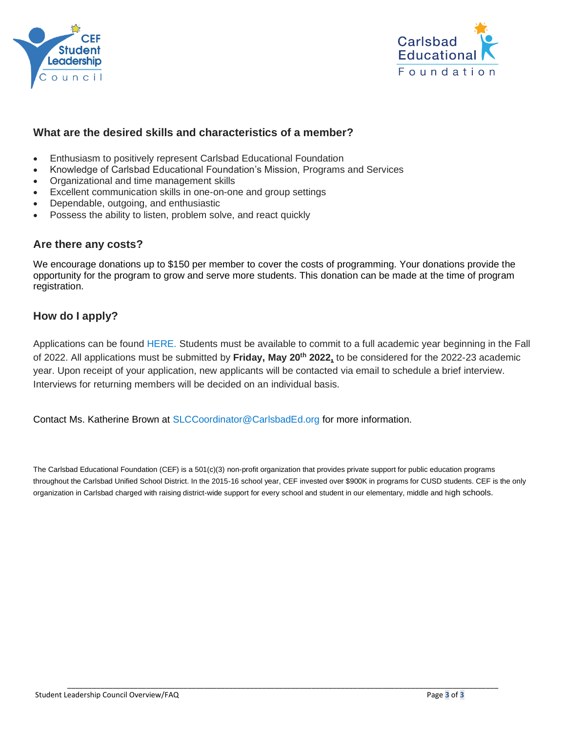### What are the desired skills and characteristics of a member?

- Enthusiasm to positively represent Carlsbad Educational Foundation
- Knowledge of Carlsbad Educational Foundation's Mission, Programs and Services
- Organizational and time management skills
- Excellent communication skills in one-on-one and group settings
- Dependable, outgoing, and enthusiastic
- Possess the ability to listen, problem solve, and react quickly

### Are there any costs?

We encourage donations up to $150 per member to cover the costs of programming. Your donations provide the opportunity for the program to grow and serve more students. This donation can be made at the time of program registration.

### How do I apply?

Applications can be found HERE. Students must be available to commit to a full academic year beginning in the Fall of 2022. All applications must be submitted by **Friday, May 20th 2022,** to be considered for the 2022-23 academic year. Upon receipt of your application, new applicants will be contacted via email to schedule a brief interview. Interviews for returning members will be decided on an individual basis.

Contact Ms. Katherine Brown at SLCCoordinator@CarlsbadEd.org for more information.

The Carlsbad Educational Foundation (CEF) is a 501(c)(3) non-profit organization that provides private support for public education programs throughout the Carlsbad Unified School District. In the 2015-16 school year, CEF invested over $900K in programs for CUSD students. CEF is the only organization in Carlsbad charged with raising district-wide support for every school and student in our elementary, middle and high schools.